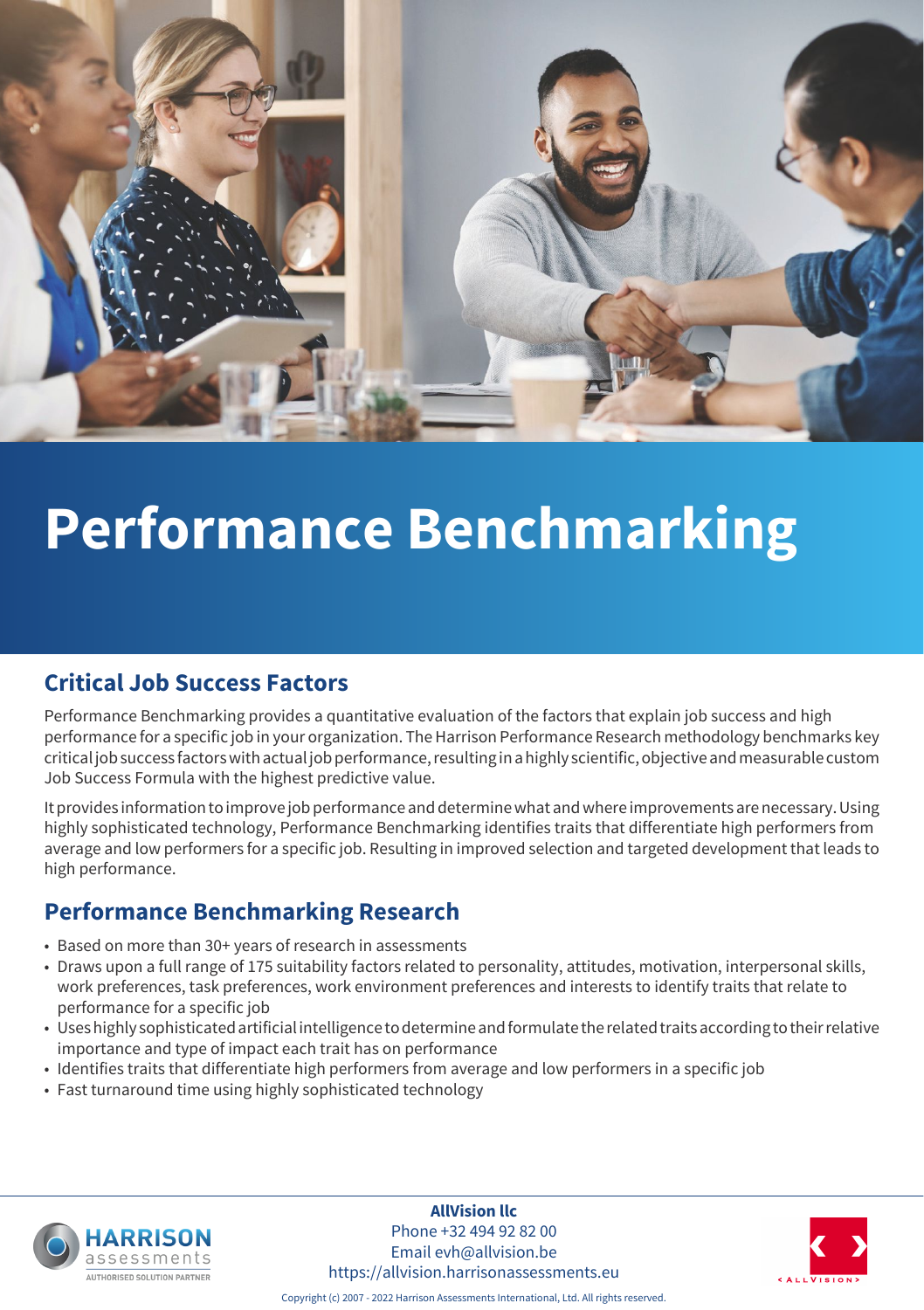# Performance Benchmarking

## Critical Job Success Factors

Performance Benchmarking provides a quantitative evaluation of the factors that explain job success and high performance for a specific job in your organization. The Harrison Performance Research methodology benchmarks key critical job success factors with actual job performance, resulting in a highly scientific, objective and measurable custom Job Success Formula with the highest predictive value.

It provides information to improve job performance and determine what and where improvements are necessary. Using highly sophisticated technology, Performance Benchmarking identifies traits that differentiate high performers from average and low performers for a specific job. Resulting in improved selection and targeted development that leads to high performance.

## Performance Benchmarking Research

- Based on more than 30+ years of research in assessments
- Draws upon a full range of 175 suitability factors related to personality, attitudes, motivation, interpersonal skills, work preferences, task preferences, work environment preferences and interests to identify traits that relate to performance for a specific job
- Uses highly sophisticated artificial intelligence to determine and formulate the related traits according to their relative importance and type of impact each trait has on performance
- Identifies traits that differentiate high performers from average and low performers in a specific job
- Fast turnaround time using highly sophisticated technology

HARRISON assessments
AUTHORISED SOLUTION PARTNER

**AllVision llc**
Phone +32 494 92 82 00
Email evh@allvision.be
https://allvision.harrisonassessments.eu

Copyright (c) 2007 - 2022 Harrison Assessments International, Ltd. All rights reserved.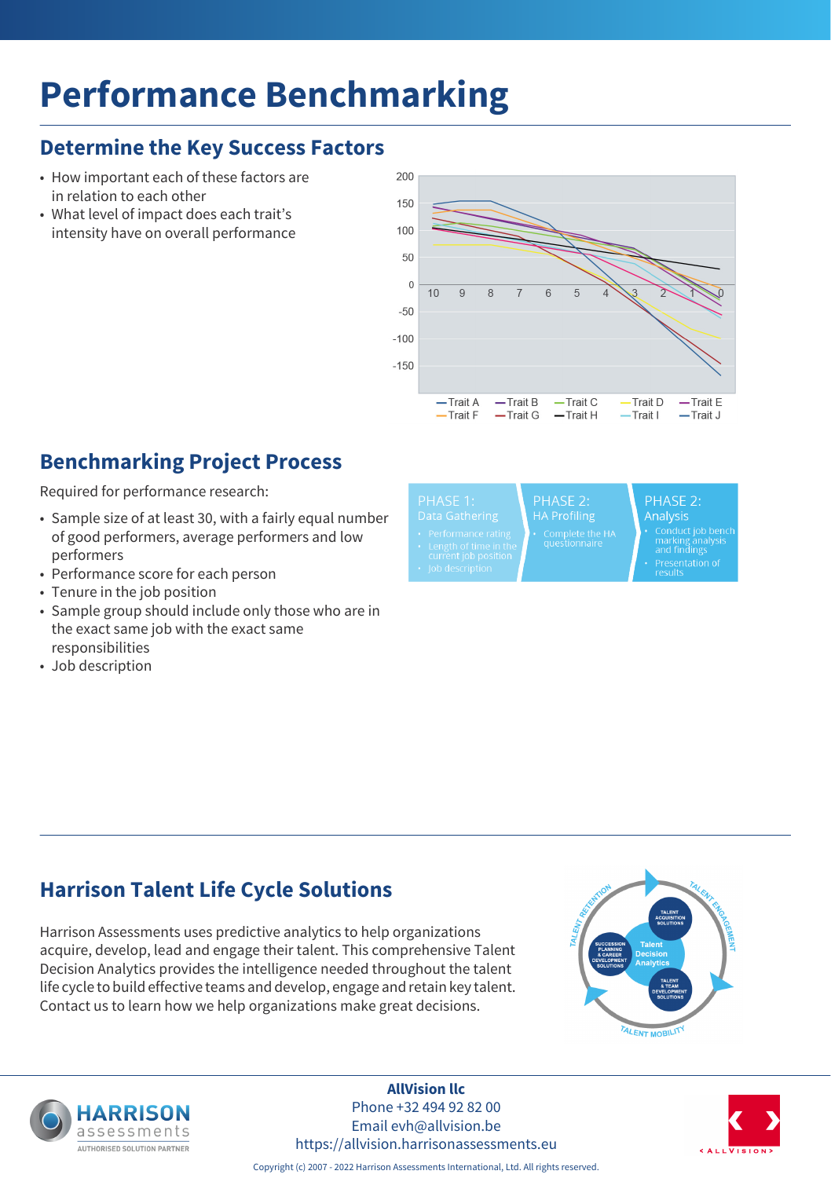# Performance Benchmarking

## Determine the Key Success Factors

- How important each of these factors are in relation to each other
- What level of impact does each trait's intensity have on overall performance

200
150
100
50
0
-50
-100
-150
10 9 8 7 6 5 4 3 2 1 0
Trait A Trait B Trait C Trait D Trait E
Trait F Trait G Trait H Trait I Trait J

## Benchmarking Project Process

Required for performance research:

- Sample size of at least 30, with a fairly equal number of good performers, average performers and low performers
- Performance score for each person
- Tenure in the job position
- Sample group should include only those who are in the exact same job with the exact same responsibilities
- Job description

**PHASE 1:** Data Gathering
- Performance rating
- Length of time in the current job position
- Job description

**PHASE 2:** HA Profiling
- Complete the HA questionnaire

**PHASE 2:** Analysis
- Conduct job bench marking analysis and findings
- Presentation of results

## Harrison Talent Life Cycle Solutions

Harrison Assessments uses predictive analytics to help organizations acquire, develop, lead and engage their talent. This comprehensive Talent Decision Analytics provides the intelligence needed throughout the talent life cycle to build effective teams and develop, engage and retain key talent. Contact us to learn how we help organizations make great decisions.

TALENT RETENTION
TALENT ENGAGEMENT
TALENT MOBILITY
TALENT ACQUISITION SOLUTIONS
SUCCESSION PLANNING & CAREER DEVELOPMENT SOLUTIONS
Talent Decision Analytics
TALENT & TEAM DEVELOPMENT SOLUTIONS

HARRISON assessments
AUTHORISED SOLUTION PARTNER

**AllVision llc**
Phone +32 494 92 82 00
Email evh@allvision.be
https://allvision.harrisonassessments.eu

< ALLVISION >

Copyright (c) 2007 - 2022 Harrison Assessments International, Ltd. All rights reserved.